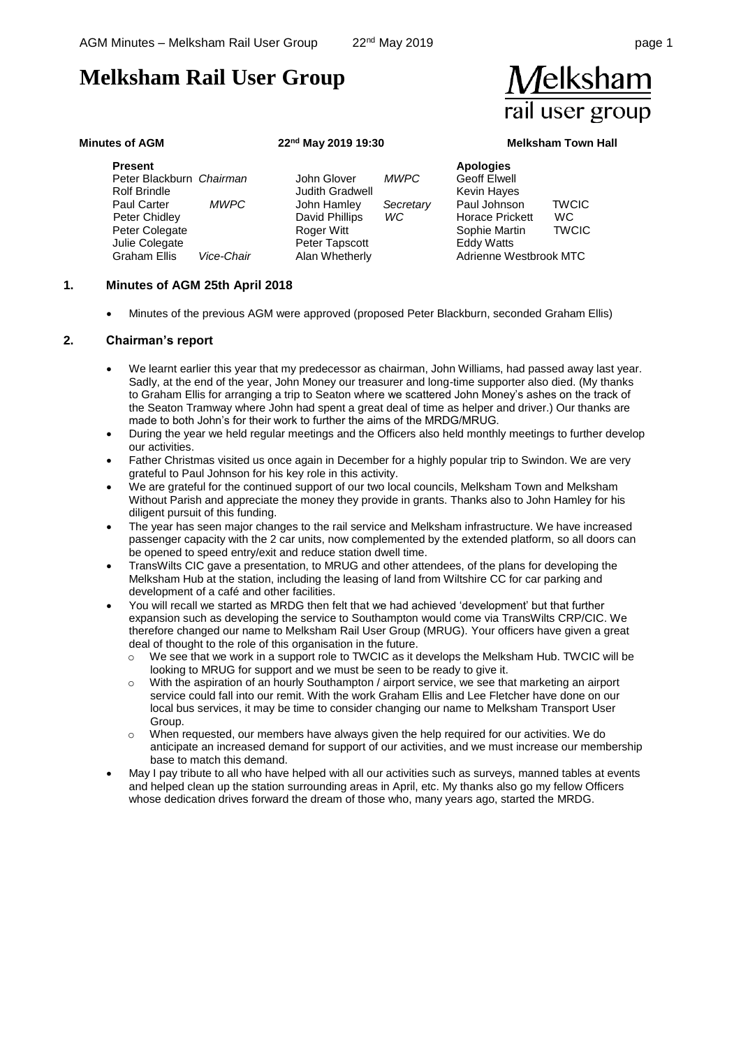# Melksham Rail User Group

Melksham rail user group

**Minutes of AGM** **22nd May 2019 19:30** **Melksham Town Hall**

| Present | | | | Apologies | |
|---|---|---|---|---|---|
| Peter Blackburn | *Chairman* | John Glover | *MWPC* | Geoff Elwell | |
| Rolf Brindle | | Judith Gradwell | | Kevin Hayes | |
| Paul Carter | *MWPC* | John Hamley | *Secretary* | Paul Johnson | TWCIC |
| Peter Chidley | | David Phillips | *WC* | Horace Prickett | WC |
| Peter Colegate | | Roger Witt | | Sophie Martin | TWCIC |
| Julie Colegate | | Peter Tapscott | | Eddy Watts | |
| Graham Ellis | *Vice-Chair* | Alan Whetherly | | Adrienne Westbrook | MTC |

## 1. Minutes of AGM 25th April 2018

- Minutes of the previous AGM were approved (proposed Peter Blackburn, seconded Graham Ellis)

## 2. Chairman's report

- We learnt earlier this year that my predecessor as chairman, John Williams, had passed away last year. Sadly, at the end of the year, John Money our treasurer and long-time supporter also died. (My thanks to Graham Ellis for arranging a trip to Seaton where we scattered John Money's ashes on the track of the Seaton Tramway where John had spent a great deal of time as helper and driver.) Our thanks are made to both John's for their work to further the aims of the MRDG/MRUG.
- During the year we held regular meetings and the Officers also held monthly meetings to further develop our activities.
- Father Christmas visited us once again in December for a highly popular trip to Swindon. We are very grateful to Paul Johnson for his key role in this activity.
- We are grateful for the continued support of our two local councils, Melksham Town and Melksham Without Parish and appreciate the money they provide in grants. Thanks also to John Hamley for his diligent pursuit of this funding.
- The year has seen major changes to the rail service and Melksham infrastructure. We have increased passenger capacity with the 2 car units, now complemented by the extended platform, so all doors can be opened to speed entry/exit and reduce station dwell time.
- TransWilts CIC gave a presentation, to MRUG and other attendees, of the plans for developing the Melksham Hub at the station, including the leasing of land from Wiltshire CC for car parking and development of a café and other facilities.
- You will recall we started as MRDG then felt that we had achieved 'development' but that further expansion such as developing the service to Southampton would come via TransWilts CRP/CIC. We therefore changed our name to Melksham Rail User Group (MRUG). Your officers have given a great deal of thought to the role of this organisation in the future.
  - We see that we work in a support role to TWCIC as it develops the Melksham Hub. TWCIC will be looking to MRUG for support and we must be seen to be ready to give it.
  - With the aspiration of an hourly Southampton / airport service, we see that marketing an airport service could fall into our remit. With the work Graham Ellis and Lee Fletcher have done on our local bus services, it may be time to consider changing our name to Melksham Transport User Group.
  - When requested, our members have always given the help required for our activities. We do anticipate an increased demand for support of our activities, and we must increase our membership base to match this demand.
- May I pay tribute to all who have helped with all our activities such as surveys, manned tables at events and helped clean up the station surrounding areas in April, etc. My thanks also go my fellow Officers whose dedication drives forward the dream of those who, many years ago, started the MRDG.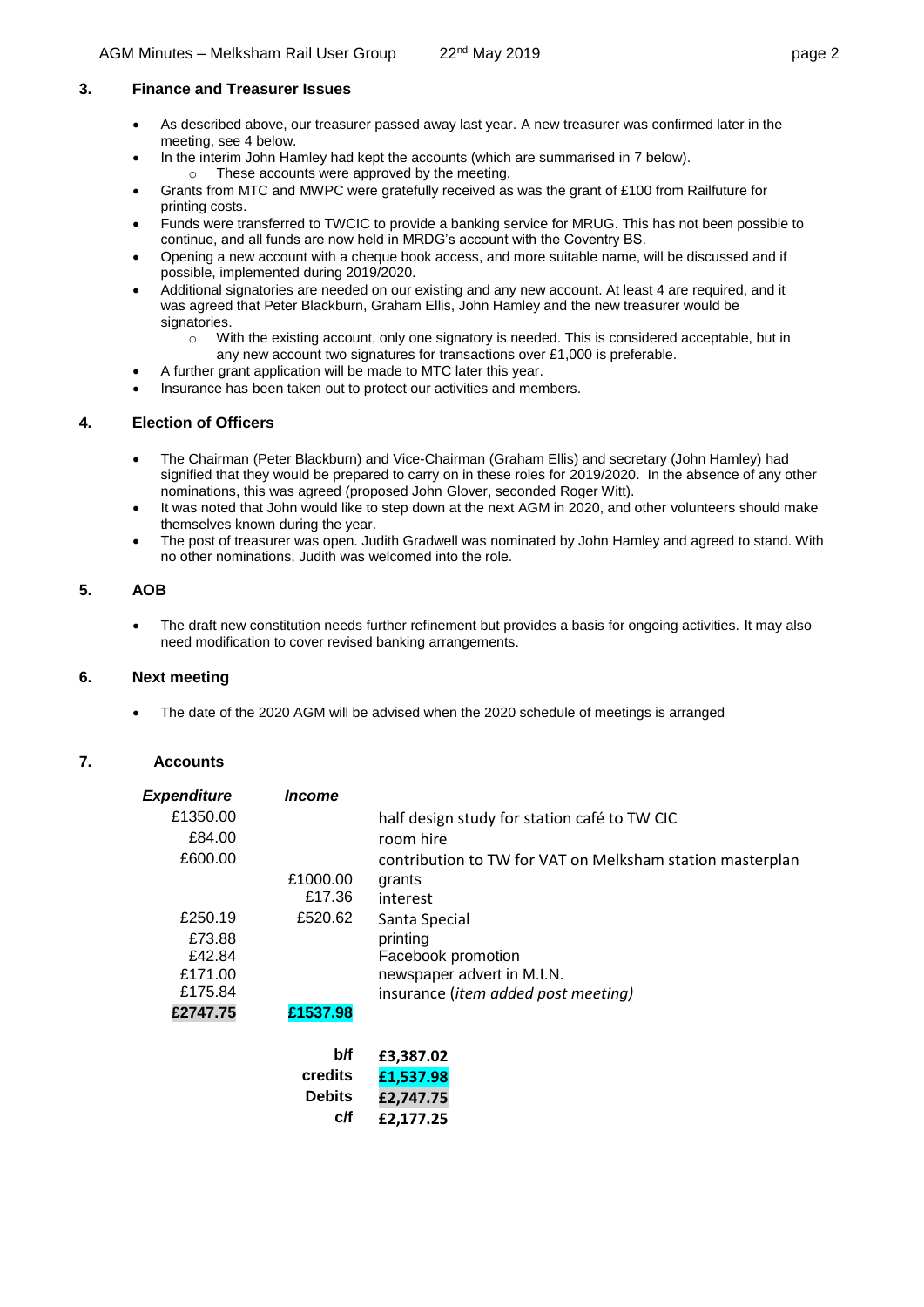## 3. Finance and Treasurer Issues

- As described above, our treasurer passed away last year. A new treasurer was confirmed later in the meeting, see 4 below.
- In the interim John Hamley had kept the accounts (which are summarised in 7 below).
  - These accounts were approved by the meeting.
- Grants from MTC and MWPC were gratefully received as was the grant of £100 from Railfuture for printing costs.
- Funds were transferred to TWCIC to provide a banking service for MRUG. This has not been possible to continue, and all funds are now held in MRDG's account with the Coventry BS.
- Opening a new account with a cheque book access, and more suitable name, will be discussed and if possible, implemented during 2019/2020.
- Additional signatories are needed on our existing and any new account. At least 4 are required, and it was agreed that Peter Blackburn, Graham Ellis, John Hamley and the new treasurer would be signatories.
  - With the existing account, only one signatory is needed. This is considered acceptable, but in any new account two signatures for transactions over £1,000 is preferable.
- A further grant application will be made to MTC later this year.
- Insurance has been taken out to protect our activities and members.

## 4. Election of Officers

- The Chairman (Peter Blackburn) and Vice-Chairman (Graham Ellis) and secretary (John Hamley) had signified that they would be prepared to carry on in these roles for 2019/2020. In the absence of any other nominations, this was agreed (proposed John Glover, seconded Roger Witt).
- It was noted that John would like to step down at the next AGM in 2020, and other volunteers should make themselves known during the year.
- The post of treasurer was open. Judith Gradwell was nominated by John Hamley and agreed to stand. With no other nominations, Judith was welcomed into the role.

## 5. AOB

- The draft new constitution needs further refinement but provides a basis for ongoing activities. It may also need modification to cover revised banking arrangements.

## 6. Next meeting

- The date of the 2020 AGM will be advised when the 2020 schedule of meetings is arranged

## 7. Accounts

| *Expenditure* | *Income* | |
|---|---|---|
| £1350.00 | | half design study for station café to TW CIC |
| £84.00 | | room hire |
| £600.00 | | contribution to TW for VAT on Melksham station masterplan |
| | £1000.00 | grants |
| | £17.36 | interest |
| £250.19 | £520.62 | Santa Special |
| £73.88 | | printing |
| £42.84 | | Facebook promotion |
| £171.00 | | newspaper advert in M.I.N. |
| £175.84 | | insurance (*item added post meeting)* |
| **£2747.75** | **£1537.98** | |

| | |
|---|---|
| **b/f** | **£3,387.02** |
| **credits** | **£1,537.98** |
| **Debits** | **£2,747.75** |
| **c/f** | **£2,177.25** |